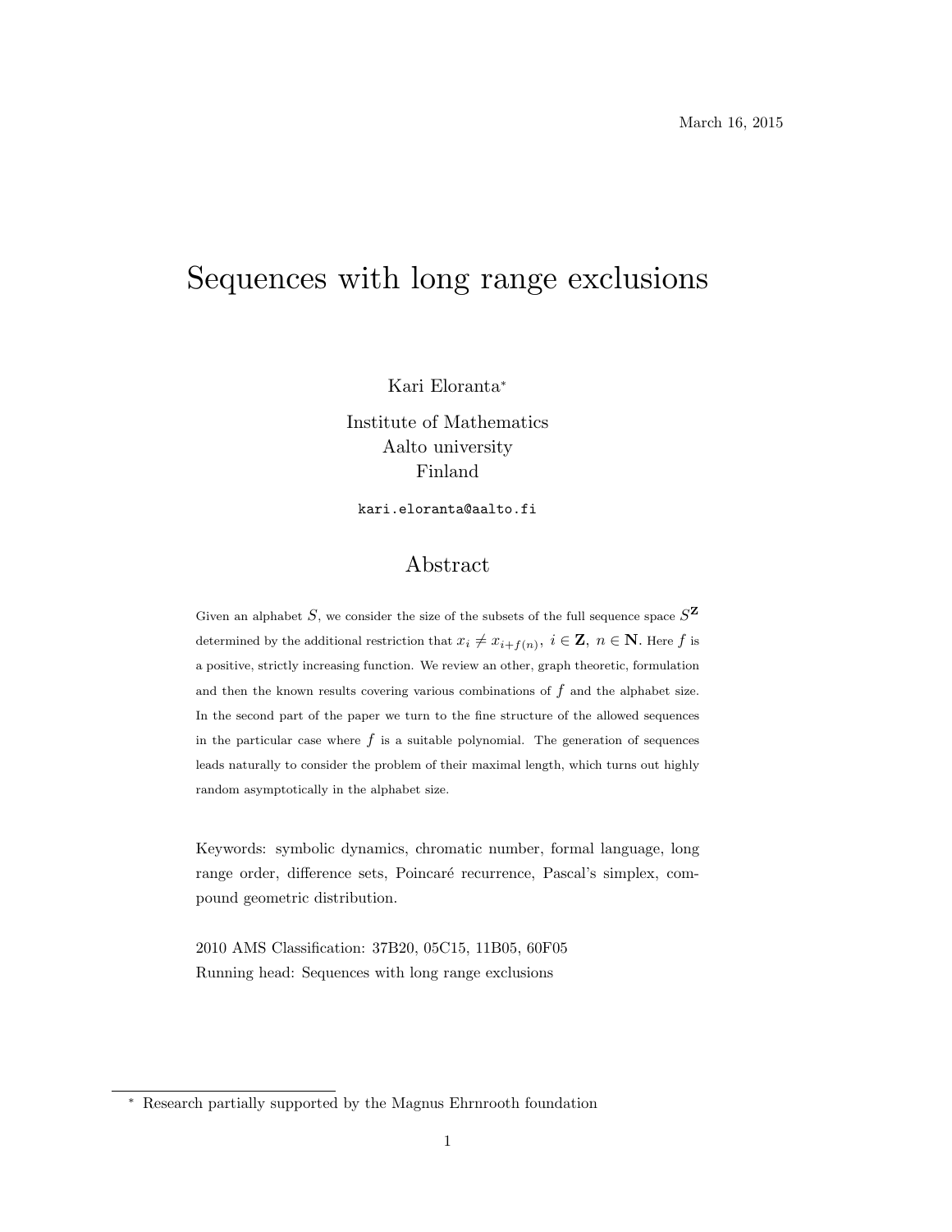March 16, 2015

# Sequences with long range exclusions

Kari Eloranta*

Institute of Mathematics
Aalto university
Finland

kari.eloranta@aalto.fi

## Abstract

Given an alphabet $S$, we consider the size of the subsets of the full sequence space $S^{\mathbf{Z}}$ determined by the additional restriction that $x_i \neq x_{i+f(n)},\ i \in \mathbf{Z},\ n \in \mathbf{N}$. Here $f$ is a positive, strictly increasing function. We review an other, graph theoretic, formulation and then the known results covering various combinations of $f$ and the alphabet size. In the second part of the paper we turn to the fine structure of the allowed sequences in the particular case where $f$ is a suitable polynomial. The generation of sequences leads naturally to consider the problem of their maximal length, which turns out highly random asymptotically in the alphabet size.

Keywords: symbolic dynamics, chromatic number, formal language, long range order, difference sets, Poincaré recurrence, Pascal's simplex, compound geometric distribution.

2010 AMS Classification: 37B20, 05C15, 11B05, 60F05

Running head: Sequences with long range exclusions

* Research partially supported by the Magnus Ehrnrooth foundation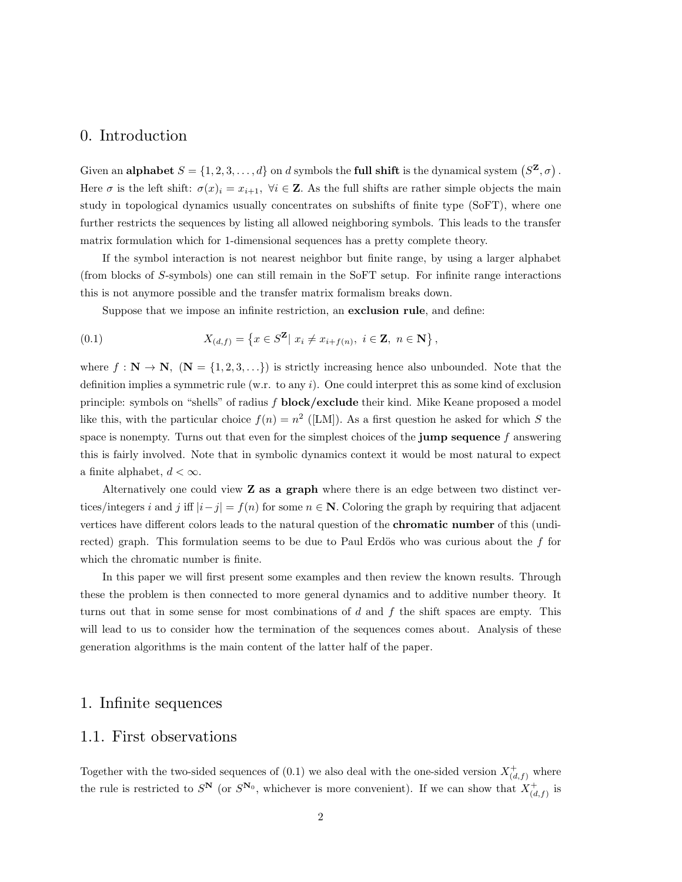# 0. Introduction

Given an **alphabet** $S = \{1, 2, 3, \ldots, d\}$ on $d$ symbols the **full shift** is the dynamical system $\left(S^{\mathbf{Z}}, \sigma\right)$. Here $\sigma$ is the left shift: $\sigma(x)_i = x_{i+1}, \ \forall i \in \mathbf{Z}$. As the full shifts are rather simple objects the main study in topological dynamics usually concentrates on subshifts of finite type (SoFT), where one further restricts the sequences by listing all allowed neighboring symbols. This leads to the transfer matrix formulation which for 1-dimensional sequences has a pretty complete theory.

If the symbol interaction is not nearest neighbor but finite range, by using a larger alphabet (from blocks of $S$-symbols) one can still remain in the SoFT setup. For infinite range interactions this is not anymore possible and the transfer matrix formalism breaks down.

Suppose that we impose an infinite restriction, an **exclusion rule**, and define:

$$X_{(d,f)} = \left\{ x \in S^{\mathbf{Z}} | \ x_i \neq x_{i+f(n)}, \ i \in \mathbf{Z}, \ n \in \mathbf{N} \right\}, \tag{0.1}$$

where $f : \mathbf{N} \to \mathbf{N}$, ($\mathbf{N} = \{1, 2, 3, \ldots\}$) is strictly increasing hence also unbounded. Note that the definition implies a symmetric rule (w.r.t. to any $i$). One could interpret this as some kind of exclusion principle: symbols on "shells" of radius $f$ **block/exclude** their kind. Mike Keane proposed a model like this, with the particular choice $f(n) = n^2$ ([LM]). As a first question he asked for which $S$ the space is nonempty. Turns out that even for the simplest choices of the **jump sequence** $f$ answering this is fairly involved. Note that in symbolic dynamics context it would be most natural to expect a finite alphabet, $d < \infty$.

Alternatively one could view **Z as a graph** where there is an edge between two distinct vertices/integers $i$ and $j$ iff $|i - j| = f(n)$ for some $n \in \mathbf{N}$. Coloring the graph by requiring that adjacent vertices have different colors leads to the natural question of the **chromatic number** of this (undirected) graph. This formulation seems to be due to Paul Erdös who was curious about the $f$ for which the chromatic number is finite.

In this paper we will first present some examples and then review the known results. Through these the problem is then connected to more general dynamics and to additive number theory. It turns out that in some sense for most combinations of $d$ and $f$ the shift spaces are empty. This will lead to us to consider how the termination of the sequences comes about. Analysis of these generation algorithms is the main content of the latter half of the paper.

# 1. Infinite sequences

## 1.1. First observations

Together with the two-sided sequences of (0.1) we also deal with the one-sided version $X^+_{(d,f)}$ where the rule is restricted to $S^{\mathbf{N}}$ (or $S^{\mathbf{N}_0}$, whichever is more convenient). If we can show that $X^+_{(d,f)}$ is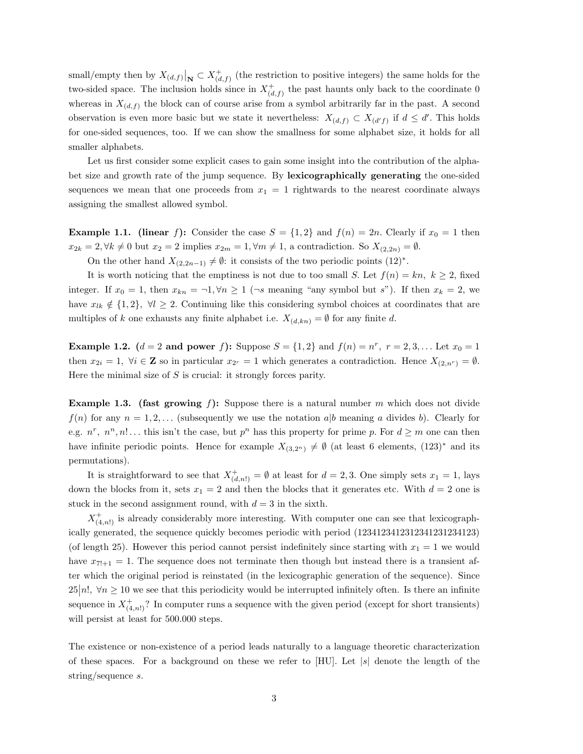small/empty then by $X_{(d,f)}\big|_{\mathbf{N}} \subset X^+_{(d,f)}$ (the restriction to positive integers) the same holds for the two-sided space. The inclusion holds since in $X^+_{(d,f)}$ the past haunts only back to the coordinate 0 whereas in $X_{(d,f)}$ the block can of course arise from a symbol arbitrarily far in the past. A second observation is even more basic but we state it nevertheless: $X_{(d,f)} \subset X_{(d'f)}$ if $d \leq d'$. This holds for one-sided sequences, too. If we can show the smallness for some alphabet size, it holds for all smaller alphabets.

Let us first consider some explicit cases to gain some insight into the contribution of the alphabet size and growth rate of the jump sequence. By **lexicographically generating** the one-sided sequences we mean that one proceeds from $x_1 = 1$ rightwards to the nearest coordinate always assigning the smallest allowed symbol.

**Example 1.1. (linear $f$):** Consider the case $S = \{1, 2\}$ and $f(n) = 2n$. Clearly if $x_0 = 1$ then $x_{2k} = 2, \forall k \neq 0$ but $x_2 = 2$ implies $x_{2m} = 1, \forall m \neq 1$, a contradiction. So $X_{(2,2n)} = \emptyset$.

On the other hand $X_{(2,2n-1)} \neq \emptyset$: it consists of the two periodic points $(12)^*$.

It is worth noticing that the emptiness is not due to too small $S$. Let $f(n) = kn,\ k \geq 2$, fixed integer. If $x_0 = 1$, then $x_{kn} = \neg 1, \forall n \geq 1$ ($\neg s$ meaning "any symbol but $s$"). If then $x_k = 2$, we have $x_{lk} \notin \{1, 2\},\ \forall l \geq 2$. Continuing like this considering symbol choices at coordinates that are multiples of $k$ one exhausts any finite alphabet i.e. $X_{(d,kn)} = \emptyset$ for any finite $d$.

**Example 1.2. ($d = 2$ and power $f$):** Suppose $S = \{1, 2\}$ and $f(n) = n^r,\ r = 2, 3, \ldots$ Let $x_0 = 1$ then $x_{2i} = 1,\ \forall i \in \mathbf{Z}$ so in particular $x_{2^r} = 1$ which generates a contradiction. Hence $X_{(2,n^r)} = \emptyset$. Here the minimal size of $S$ is crucial: it strongly forces parity.

**Example 1.3. (fast growing $f$):** Suppose there is a natural number $m$ which does not divide $f(n)$ for any $n = 1, 2, \ldots$ (subsequently we use the notation $a|b$ meaning $a$ divides $b$). Clearly for e.g. $n^r,\ n^n, n! \ldots$ this isn't the case, but $p^n$ has this property for prime $p$. For $d \geq m$ one can then have infinite periodic points. Hence for example $X_{(3,2^n)} \neq \emptyset$ (at least 6 elements, $(123)^*$ and its permutations).

It is straightforward to see that $X^+_{(d,n!)} = \emptyset$ at least for $d = 2, 3$. One simply sets $x_1 = 1$, lays down the blocks from it, sets $x_1 = 2$ and then the blocks that it generates etc. With $d = 2$ one is stuck in the second assignment round, with $d = 3$ in the sixth.

$X^+_{(4,n!)}$ is already considerably more interesting. With computer one can see that lexicographically generated, the sequence quickly becomes periodic with period (1234123412312341231234123) (of length 25). However this period cannot persist indefinitely since starting with $x_1 = 1$ we would have $x_{7!+1} = 1$. The sequence does not terminate then though but instead there is a transient after which the original period is reinstated (in the lexicographic generation of the sequence). Since $25|n!,\ \forall n \geq 10$ we see that this periodicity would be interrupted infinitely often. Is there an infinite sequence in $X^+_{(4,n!)}$? In computer runs a sequence with the given period (except for short transients) will persist at least for 500.000 steps.

The existence or non-existence of a period leads naturally to a language theoretic characterization of these spaces. For a background on these we refer to [HU]. Let $|s|$ denote the length of the string/sequence $s$.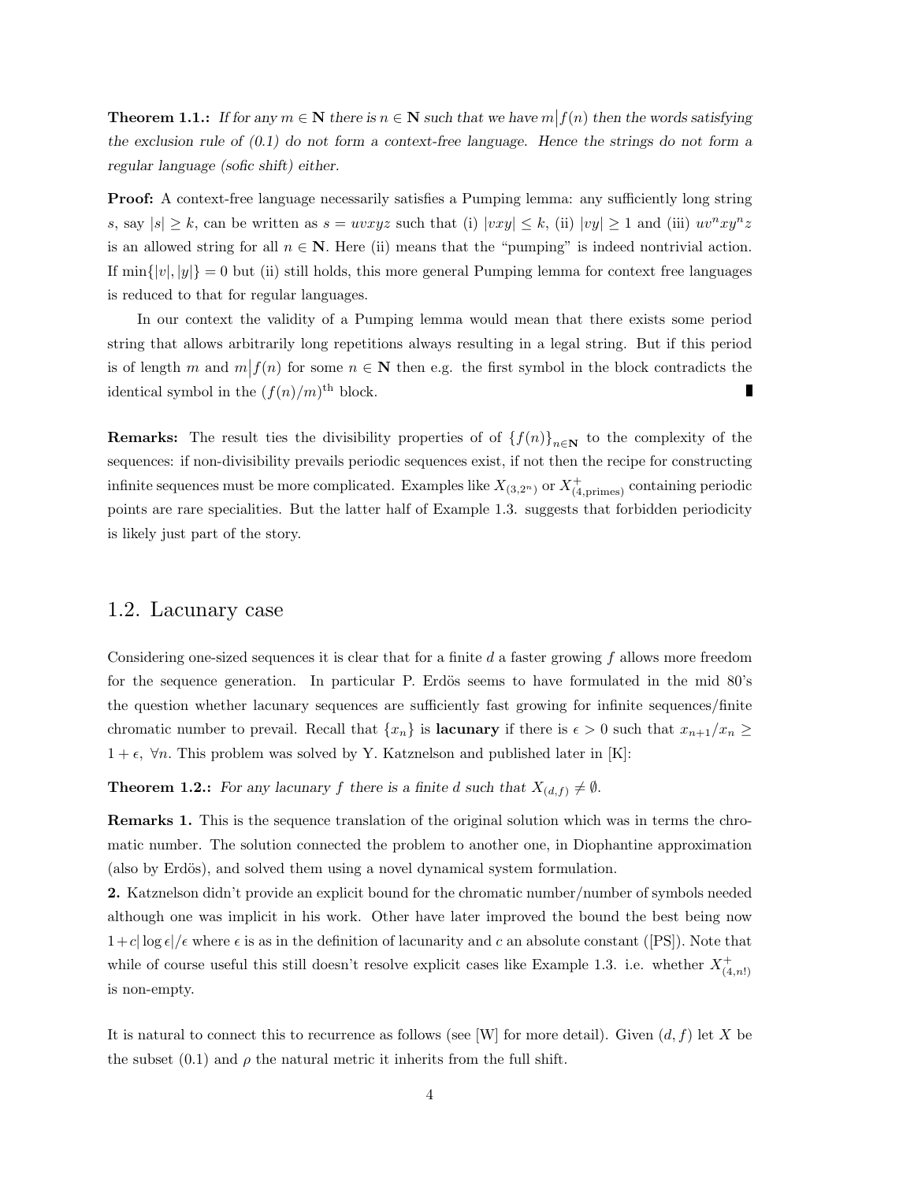**Theorem 1.1.:** *If for any $m \in \mathbf{N}$ there is $n \in \mathbf{N}$ such that we have $m \big| f(n)$ then the words satisfying the exclusion rule of (0.1) do not form a context-free language. Hence the strings do not form a regular language (sofic shift) either.*

**Proof:** A context-free language necessarily satisfies a Pumping lemma: any sufficiently long string $s$, say $|s| \geq k$, can be written as $s = uvxyz$ such that (i) $|vxy| \leq k$, (ii) $|vy| \geq 1$ and (iii) $uv^n xy^n z$ is an allowed string for all $n \in \mathbf{N}$. Here (ii) means that the "pumping" is indeed nontrivial action. If $\min\{|v|, |y|\} = 0$ but (ii) still holds, this more general Pumping lemma for context free languages is reduced to that for regular languages.

In our context the validity of a Pumping lemma would mean that there exists some period string that allows arbitrarily long repetitions always resulting in a legal string. But if this period is of length $m$ and $m \big| f(n)$ for some $n \in \mathbf{N}$ then e.g. the first symbol in the block contradicts the identical symbol in the $(f(n)/m)^{\text{th}}$ block. ∎

**Remarks:** The result ties the divisibility properties of of $\{f(n)\}_{n\in\mathbf{N}}$ to the complexity of the sequences: if non-divisibility prevails periodic sequences exist, if not then the recipe for constructing infinite sequences must be more complicated. Examples like $X_{(3,2^n)}$ or $X^+_{(4,\text{primes})}$ containing periodic points are rare specialities. But the latter half of Example 1.3. suggests that forbidden periodicity is likely just part of the story.

## 1.2. Lacunary case

Considering one-sized sequences it is clear that for a finite $d$ a faster growing $f$ allows more freedom for the sequence generation. In particular P. Erdös seems to have formulated in the mid 80's the question whether lacunary sequences are sufficiently fast growing for infinite sequences/finite chromatic number to prevail. Recall that $\{x_n\}$ is **lacunary** if there is $\epsilon > 0$ such that $x_{n+1}/x_n \geq 1 + \epsilon, \ \forall n$. This problem was solved by Y. Katznelson and published later in [K]:

**Theorem 1.2.:** *For any lacunary $f$ there is a finite $d$ such that $X_{(d,f)} \neq \emptyset$.*

**Remarks 1.** This is the sequence translation of the original solution which was in terms the chromatic number. The solution connected the problem to another one, in Diophantine approximation (also by Erdös), and solved them using a novel dynamical system formulation.

**2.** Katznelson didn't provide an explicit bound for the chromatic number/number of symbols needed although one was implicit in his work. Other have later improved the bound the best being now $1 + c|\log \epsilon|/\epsilon$ where $\epsilon$ is as in the definition of lacunarity and $c$ an absolute constant ([PS]). Note that while of course useful this still doesn't resolve explicit cases like Example 1.3. i.e. whether $X^+_{(4,n!)}$ is non-empty.

It is natural to connect this to recurrence as follows (see [W] for more detail). Given $(d, f)$ let $X$ be the subset (0.1) and $\rho$ the natural metric it inherits from the full shift.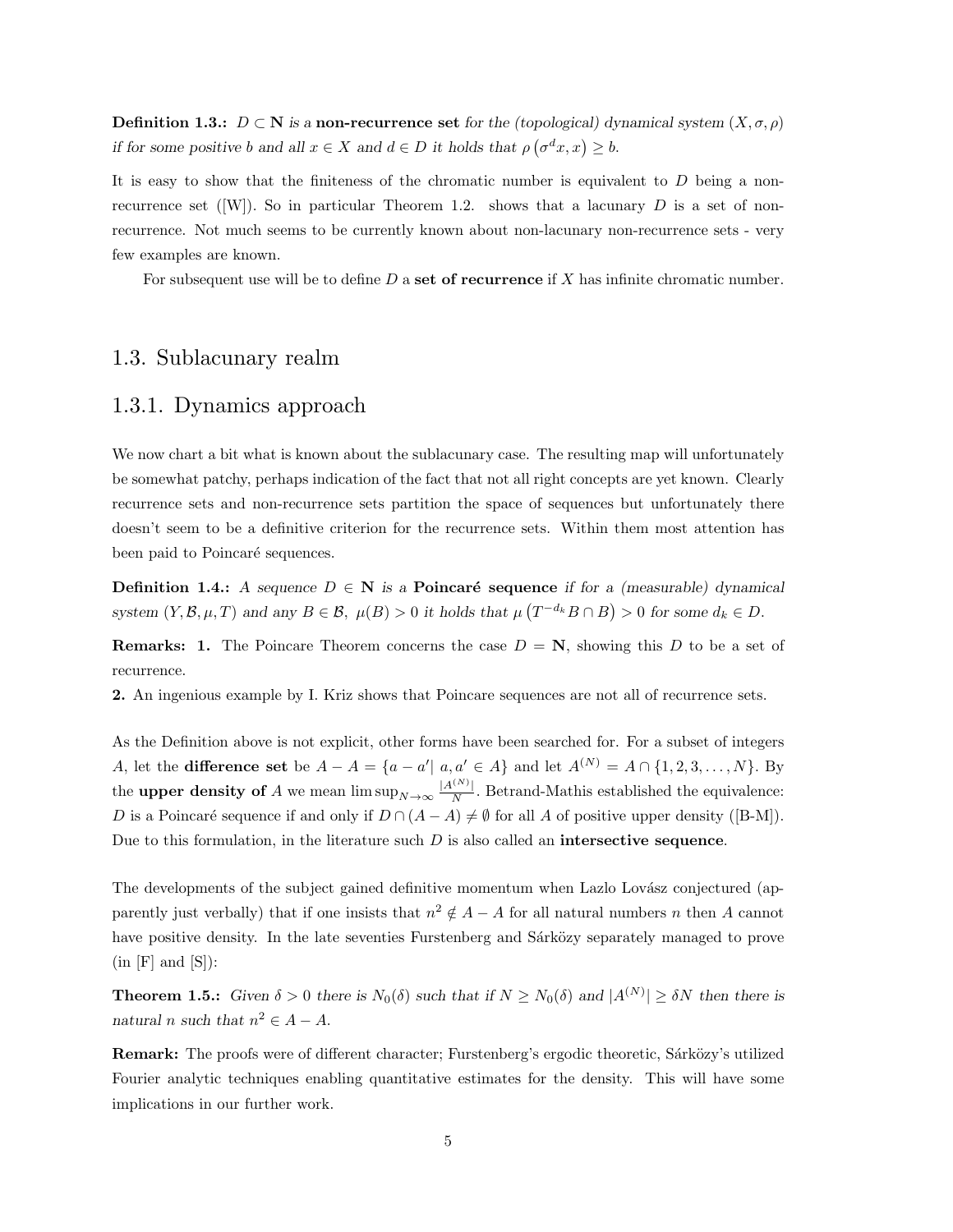**Definition 1.3.:** *$D \subset \mathbf{N}$ is a* **non-recurrence set** *for the (topological) dynamical system $(X, \sigma, \rho)$ if for some positive $b$ and all $x \in X$ and $d \in D$ it holds that $\rho\left(\sigma^d x, x\right) \geq b$.*

It is easy to show that the finiteness of the chromatic number is equivalent to $D$ being a non-recurrence set ([W]). So in particular Theorem 1.2. shows that a lacunary $D$ is a set of non-recurrence. Not much seems to be currently known about non-lacunary non-recurrence sets - very few examples are known.

For subsequent use will be to define $D$ a **set of recurrence** if $X$ has infinite chromatic number.

## 1.3. Sublacunary realm

### 1.3.1. Dynamics approach

We now chart a bit what is known about the sublacunary case. The resulting map will unfortunately be somewhat patchy, perhaps indication of the fact that not all right concepts are yet known. Clearly recurrence sets and non-recurrence sets partition the space of sequences but unfortunately there doesn't seem to be a definitive criterion for the recurrence sets. Within them most attention has been paid to Poincaré sequences.

**Definition 1.4.:** *A sequence $D \in \mathbf{N}$ is a* **Poincaré sequence** *if for a (measurable) dynamical system $(Y, \mathcal{B}, \mu, T)$ and any $B \in \mathcal{B},\ \mu(B) > 0$ it holds that $\mu\left(T^{-d_k} B \cap B\right) > 0$ for some $d_k \in D$.*

**Remarks: 1.** The Poincare Theorem concerns the case $D = \mathbf{N}$, showing this $D$ to be a set of recurrence.
**2.** An ingenious example by I. Kriz shows that Poincare sequences are not all of recurrence sets.

As the Definition above is not explicit, other forms have been searched for. For a subset of integers $A$, let the **difference set** be $A - A = \{a - a' |\ a, a' \in A\}$ and let $A^{(N)} = A \cap \{1, 2, 3, \ldots, N\}$. By the **upper density of** $A$ we mean $\limsup_{N \to \infty} \frac{|A^{(N)}|}{N}$. Betrand-Mathis established the equivalence: $D$ is a Poincaré sequence if and only if $D \cap (A - A) \neq \emptyset$ for all $A$ of positive upper density ([B-M]). Due to this formulation, in the literature such $D$ is also called an **intersective sequence**.

The developments of the subject gained definitive momentum when Lazlo Lovász conjectured (apparently just verbally) that if one insists that $n^2 \notin A - A$ for all natural numbers $n$ then $A$ cannot have positive density. In the late seventies Furstenberg and Sárközy separately managed to prove (in [F] and [S]):

**Theorem 1.5.:** *Given $\delta > 0$ there is $N_0(\delta)$ such that if $N \geq N_0(\delta)$ and $|A^{(N)}| \geq \delta N$ then there is natural $n$ such that $n^2 \in A - A$.*

**Remark:** The proofs were of different character; Furstenberg's ergodic theoretic, Sárközy's utilized Fourier analytic techniques enabling quantitative estimates for the density. This will have some implications in our further work.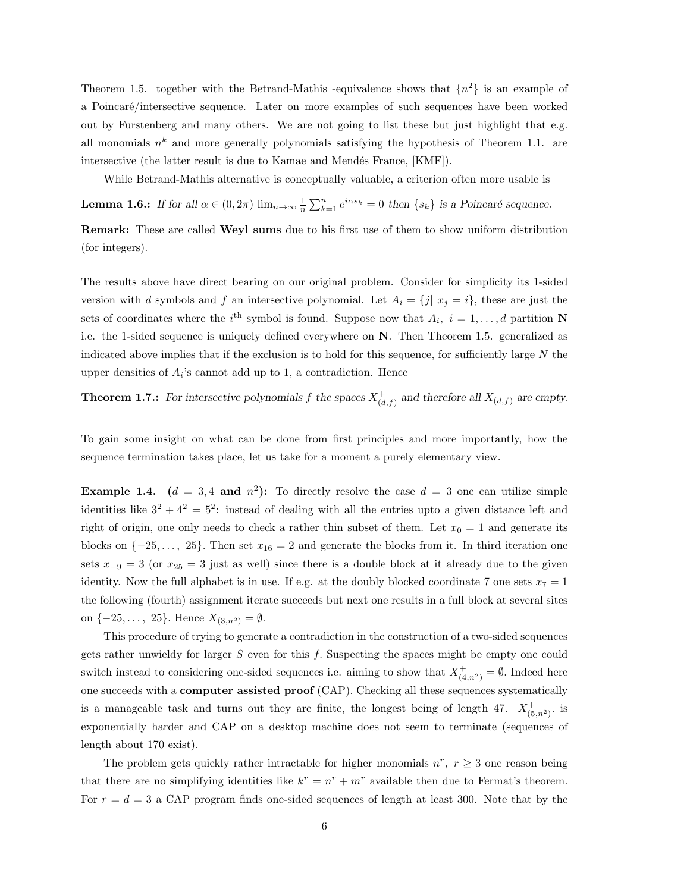Theorem 1.5. together with the Betrand-Mathis -equivalence shows that $\{n^2\}$ is an example of a Poincaré/intersective sequence. Later on more examples of such sequences have been worked out by Furstenberg and many others. We are not going to list these but just highlight that e.g. all monomials $n^k$ and more generally polynomials satisfying the hypothesis of Theorem 1.1. are intersective (the latter result is due to Kamae and Mendés France, [KMF]).

While Betrand-Mathis alternative is conceptually valuable, a criterion often more usable is

**Lemma 1.6.:** *If for all $\alpha \in (0, 2\pi)$ $\lim_{n\to\infty} \frac{1}{n} \sum_{k=1}^{n} e^{i\alpha s_k} = 0$ then $\{s_k\}$ is a Poincaré sequence.*

**Remark:** These are called **Weyl sums** due to his first use of them to show uniform distribution (for integers).

The results above have direct bearing on our original problem. Consider for simplicity its 1-sided version with $d$ symbols and $f$ an intersective polynomial. Let $A_i = \{j|\ x_j = i\}$, these are just the sets of coordinates where the $i^{\text{th}}$ symbol is found. Suppose now that $A_i,\ i = 1, \dots, d$ partition $\mathbf{N}$ i.e. the 1-sided sequence is uniquely defined everywhere on $\mathbf{N}$. Then Theorem 1.5. generalized as indicated above implies that if the exclusion is to hold for this sequence, for sufficiently large $N$ the upper densities of $A_i$'s cannot add up to 1, a contradiction. Hence

**Theorem 1.7.:** *For intersective polynomials $f$ the spaces $X^+_{(d,f)}$ and therefore all $X_{(d,f)}$ are empty.*

To gain some insight on what can be done from first principles and more importantly, how the sequence termination takes place, let us take for a moment a purely elementary view.

**Example 1.4. ($d = 3, 4$ and $n^2$):** To directly resolve the case $d = 3$ one can utilize simple identities like $3^2 + 4^2 = 5^2$: instead of dealing with all the entries upto a given distance left and right of origin, one only needs to check a rather thin subset of them. Let $x_0 = 1$ and generate its blocks on $\{-25, \dots,\ 25\}$. Then set $x_{16} = 2$ and generate the blocks from it. In third iteration one sets $x_{-9} = 3$ (or $x_{25} = 3$ just as well) since there is a double block at it already due to the given identity. Now the full alphabet is in use. If e.g. at the doubly blocked coordinate 7 one sets $x_7 = 1$ the following (fourth) assignment iterate succeeds but next one results in a full block at several sites on $\{-25, \dots,\ 25\}$. Hence $X_{(3,n^2)} = \emptyset$.

This procedure of trying to generate a contradiction in the construction of a two-sided sequences gets rather unwieldy for larger $S$ even for this $f$. Suspecting the spaces might be empty one could switch instead to considering one-sided sequences i.e. aiming to show that $X^+_{(4,n^2)} = \emptyset$. Indeed here one succeeds with a **computer assisted proof** (CAP). Checking all these sequences systematically is a manageable task and turns out they are finite, the longest being of length 47. $X^+_{(5,n^2)}$. is exponentially harder and CAP on a desktop machine does not seem to terminate (sequences of length about 170 exist).

The problem gets quickly rather intractable for higher monomials $n^r,\ r \geq 3$ one reason being that there are no simplifying identities like $k^r = n^r + m^r$ available then due to Fermat's theorem. For $r = d = 3$ a CAP program finds one-sided sequences of length at least 300. Note that by the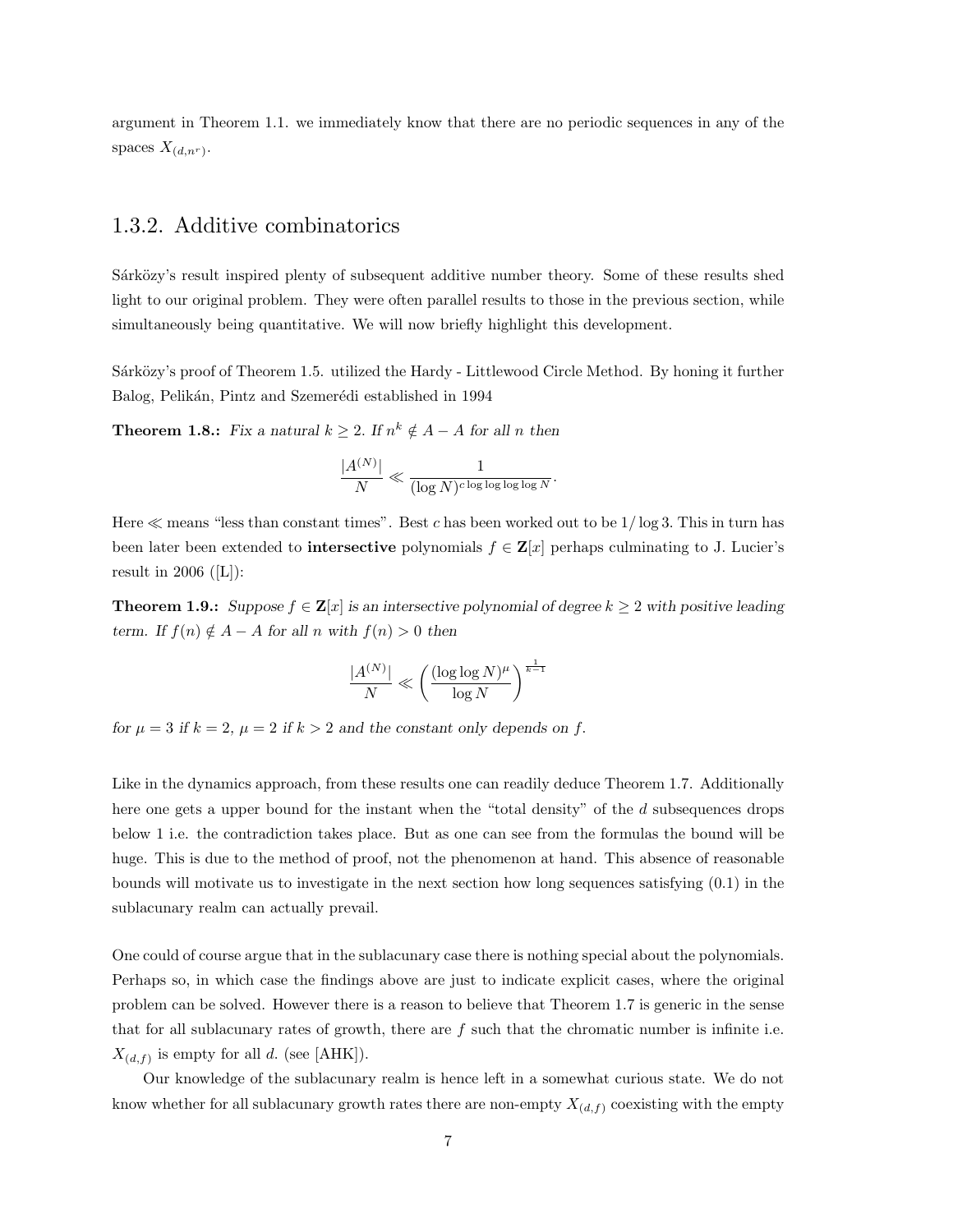argument in Theorem 1.1. we immediately know that there are no periodic sequences in any of the spaces $X_{(d,n^r)}$.

### 1.3.2. Additive combinatorics

Sárközy's result inspired plenty of subsequent additive number theory. Some of these results shed light to our original problem. They were often parallel results to those in the previous section, while simultaneously being quantitative. We will now briefly highlight this development.

Sárközy's proof of Theorem 1.5. utilized the Hardy - Littlewood Circle Method. By honing it further Balog, Pelikán, Pintz and Szemerédi established in 1994

**Theorem 1.8.:** *Fix a natural $k \geq 2$. If $n^k \notin A - A$ for all $n$ then*

$$\frac{|A^{(N)}|}{N} \ll \frac{1}{(\log N)^{c \log \log \log \log N}}.$$

Here $\ll$ means "less than constant times". Best $c$ has been worked out to be $1/\log 3$. This in turn has been later been extended to **intersective** polynomials $f \in \mathbf{Z}[x]$ perhaps culminating to J. Lucier's result in 2006 ([L]):

**Theorem 1.9.:** *Suppose $f \in \mathbf{Z}[x]$ is an intersective polynomial of degree $k \geq 2$ with positive leading term. If $f(n) \notin A - A$ for all $n$ with $f(n) > 0$ then*

$$\frac{|A^{(N)}|}{N} \ll \left( \frac{(\log \log N)^{\mu}}{\log N} \right)^{\frac{1}{k-1}}$$

*for $\mu = 3$ if $k = 2$, $\mu = 2$ if $k > 2$ and the constant only depends on $f$.*

Like in the dynamics approach, from these results one can readily deduce Theorem 1.7. Additionally here one gets a upper bound for the instant when the "total density" of the $d$ subsequences drops below 1 i.e. the contradiction takes place. But as one can see from the formulas the bound will be huge. This is due to the method of proof, not the phenomenon at hand. This absence of reasonable bounds will motivate us to investigate in the next section how long sequences satisfying (0.1) in the sublacunary realm can actually prevail.

One could of course argue that in the sublacunary case there is nothing special about the polynomials. Perhaps so, in which case the findings above are just to indicate explicit cases, where the original problem can be solved. However there is a reason to believe that Theorem 1.7 is generic in the sense that for all sublacunary rates of growth, there are $f$ such that the chromatic number is infinite i.e. $X_{(d,f)}$ is empty for all $d$. (see [AHK]).

Our knowledge of the sublacunary realm is hence left in a somewhat curious state. We do not know whether for all sublacunary growth rates there are non-empty $X_{(d,f)}$ coexisting with the empty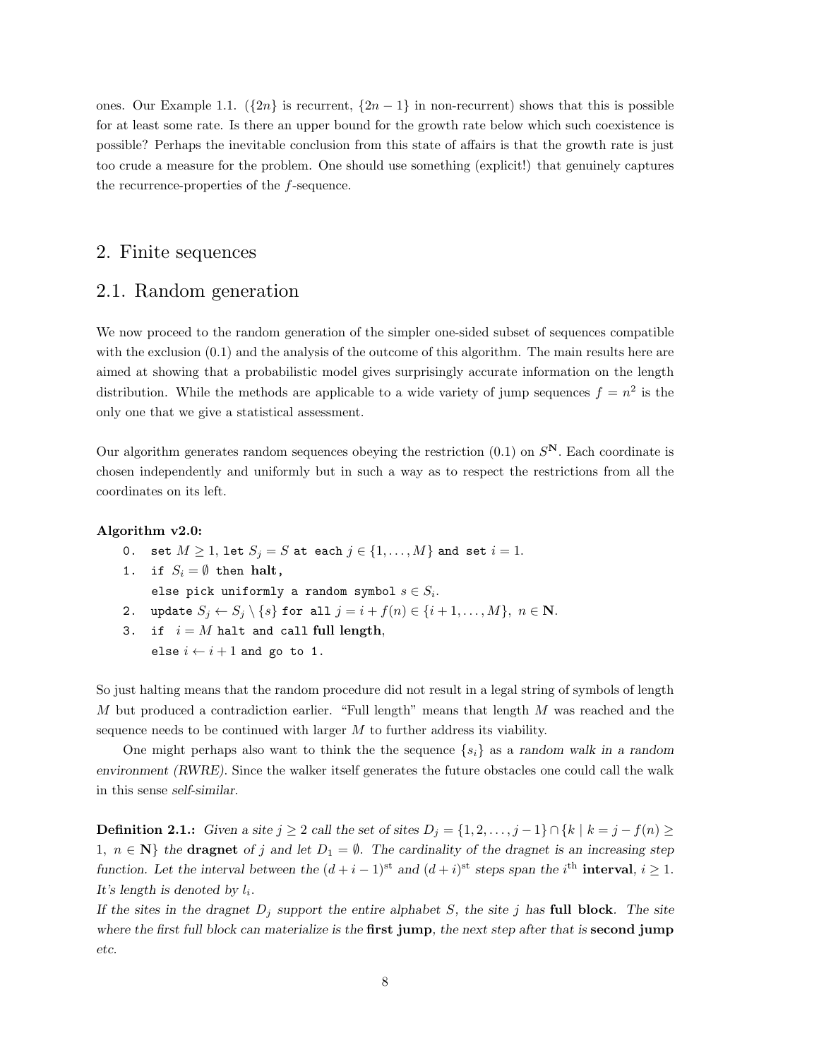ones. Our Example 1.1. ($\{2n\}$ is recurrent, $\{2n-1\}$ in non-recurrent) shows that this is possible for at least some rate. Is there an upper bound for the growth rate below which such coexistence is possible? Perhaps the inevitable conclusion from this state of affairs is that the growth rate is just too crude a measure for the problem. One should use something (explicit!) that genuinely captures the recurrence-properties of the $f$-sequence.

# 2. Finite sequences

## 2.1. Random generation

We now proceed to the random generation of the simpler one-sided subset of sequences compatible with the exclusion (0.1) and the analysis of the outcome of this algorithm. The main results here are aimed at showing that a probabilistic model gives surprisingly accurate information on the length distribution. While the methods are applicable to a wide variety of jump sequences $f = n^2$ is the only one that we give a statistical assessment.

Our algorithm generates random sequences obeying the restriction (0.1) on $S^{\mathbf{N}}$. Each coordinate is chosen independently and uniformly but in such a way as to respect the restrictions from all the coordinates on its left.

**Algorithm v2.0:**

0. set $M \geq 1$, let $S_j = S$ at each $j \in \{1, \ldots, M\}$ and set $i = 1$.
1. if $S_i = \emptyset$ then **halt**,
   else pick uniformly a random symbol $s \in S_i$.
2. update $S_j \leftarrow S_j \setminus \{s\}$ for all $j = i + f(n) \in \{i+1, \ldots, M\}$, $n \in \mathbf{N}$.
3. if $i = M$ halt and call **full length**,
   else $i \leftarrow i + 1$ and go to 1.

So just halting means that the random procedure did not result in a legal string of symbols of length $M$ but produced a contradiction earlier. "Full length" means that length $M$ was reached and the sequence needs to be continued with larger $M$ to further address its viability.

One might perhaps also want to think the the sequence $\{s_i\}$ as a *random walk in a random environment (RWRE)*. Since the walker itself generates the future obstacles one could call the walk in this sense *self-similar*.

**Definition 2.1.:** *Given a site $j \geq 2$ call the set of sites $D_j = \{1, 2, \ldots, j-1\} \cap \{k \mid k = j - f(n) \geq 1, \ n \in \mathbf{N}\}$ the* **dragnet** *of $j$ and let $D_1 = \emptyset$. The cardinality of the dragnet is an increasing step function. Let the interval between the $(d+i-1)^{\text{st}}$ and $(d+i)^{\text{st}}$ steps span the $i^{\text{th}}$* **interval**, *$i \geq 1$. It's length is denoted by $l_i$.*
*If the sites in the dragnet $D_j$ support the entire alphabet $S$, the site $j$ has* **full block**. *The site where the first full block can materialize is the* **first jump**, *the next step after that is* **second jump** *etc.*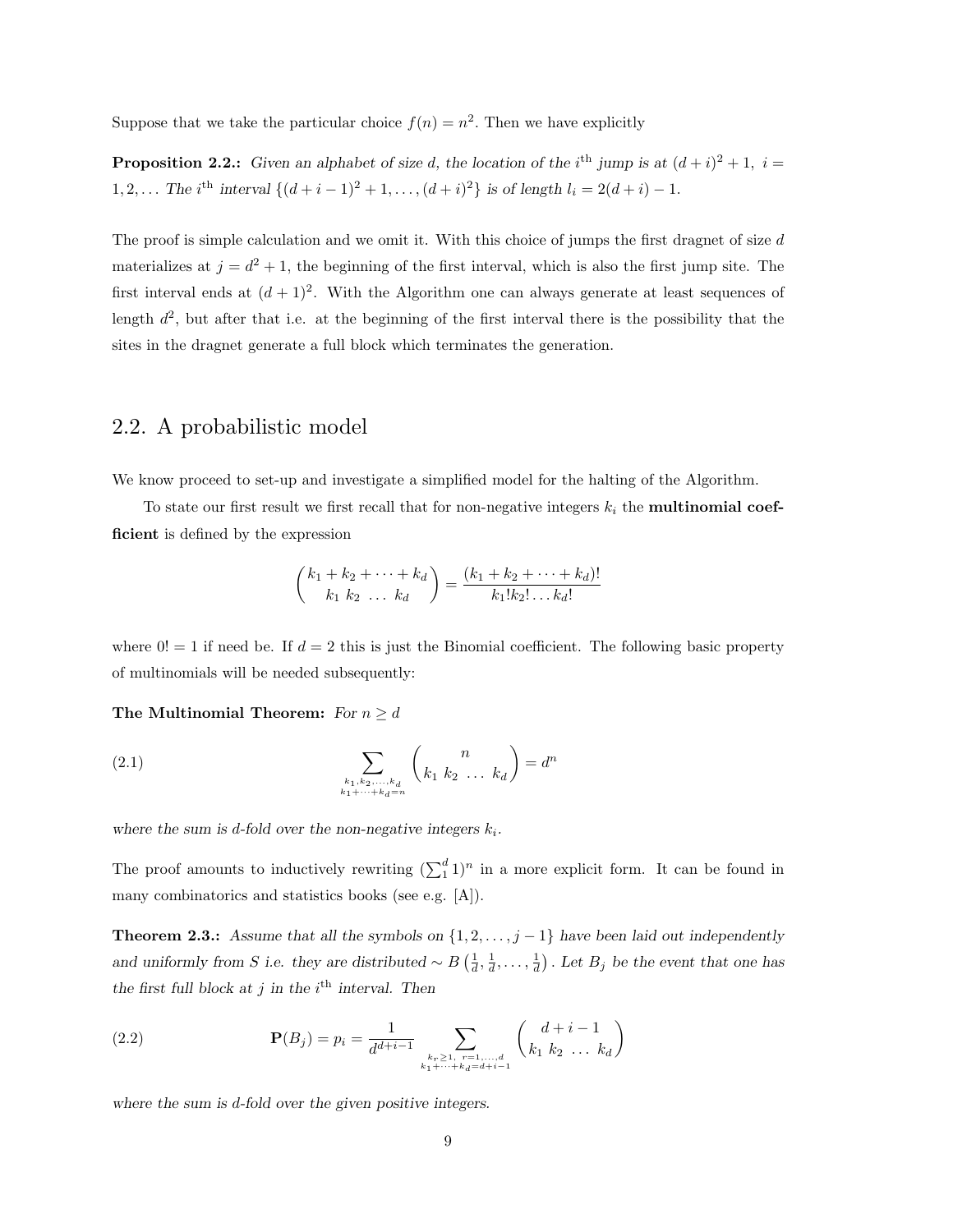Suppose that we take the particular choice $f(n) = n^2$. Then we have explicitly

**Proposition 2.2.:** *Given an alphabet of size d, the location of the $i^{\text{th}}$ jump is at $(d+i)^2 + 1,\ i = 1, 2, \ldots$ The $i^{\text{th}}$ interval $\{(d+i-1)^2 + 1, \ldots, (d+i)^2\}$ is of length $l_i = 2(d+i) - 1$.*

The proof is simple calculation and we omit it. With this choice of jumps the first dragnet of size $d$ materializes at $j = d^2 + 1$, the beginning of the first interval, which is also the first jump site. The first interval ends at $(d+1)^2$. With the Algorithm one can always generate at least sequences of length $d^2$, but after that i.e. at the beginning of the first interval there is the possibility that the sites in the dragnet generate a full block which terminates the generation.

## 2.2. A probabilistic model

We know proceed to set-up and investigate a simplified model for the halting of the Algorithm.

To state our first result we first recall that for non-negative integers $k_i$ the **multinomial coefficient** is defined by the expression

$$\binom{k_1 + k_2 + \cdots + k_d}{k_1\ k_2\ \ldots\ k_d} = \frac{(k_1 + k_2 + \cdots + k_d)!}{k_1! k_2! \ldots k_d!}$$

where $0! = 1$ if need be. If $d = 2$ this is just the Binomial coefficient. The following basic property of multinomials will be needed subsequently:

**The Multinomial Theorem:** *For $n \geq d$*

$$\sum_{\substack{k_1, k_2, \ldots, k_d \\ k_1 + \cdots + k_d = n}} \binom{n}{k_1\ k_2\ \ldots\ k_d} = d^n \tag{2.1}$$

*where the sum is d-fold over the non-negative integers $k_i$.*

The proof amounts to inductively rewriting $(\sum_1^d 1)^n$ in a more explicit form. It can be found in many combinatorics and statistics books (see e.g. [A]).

**Theorem 2.3.:** *Assume that all the symbols on $\{1, 2, \ldots, j-1\}$ have been laid out independently and uniformly from $S$ i.e. they are distributed $\sim B\left(\frac{1}{d}, \frac{1}{d}, \ldots, \frac{1}{d}\right)$. Let $B_j$ be the event that one has the first full block at $j$ in the $i^{\text{th}}$ interval. Then*

$$\mathbf{P}(B_j) = p_i = \frac{1}{d^{d+i-1}} \sum_{\substack{k_r \geq 1,\ r=1,\ldots,d \\ k_1 + \cdots + k_d = d+i-1}} \binom{d+i-1}{k_1\ k_2\ \ldots\ k_d} \tag{2.2}$$

*where the sum is d-fold over the given positive integers.*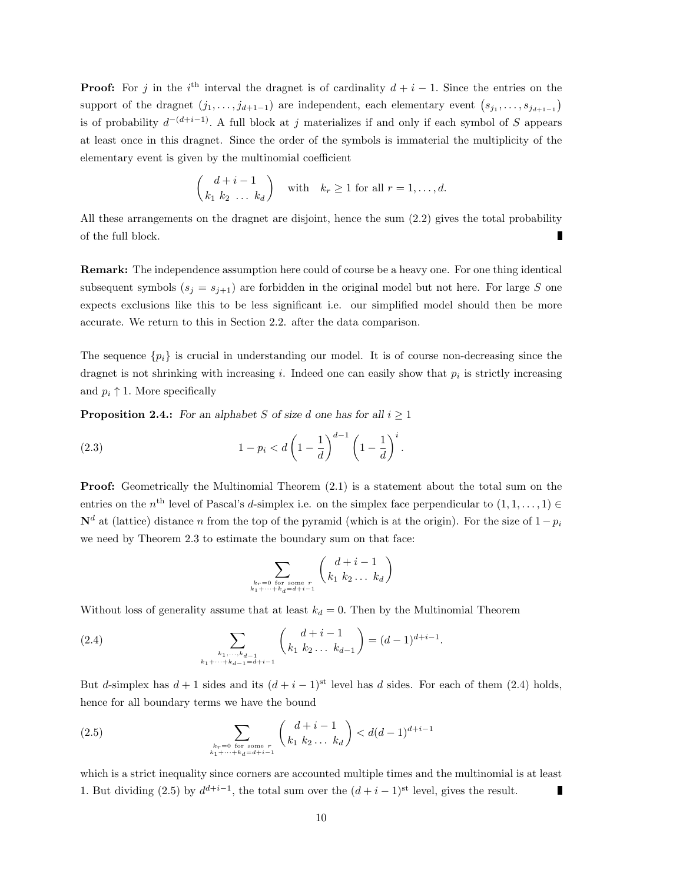**Proof:** For $j$ in the $i^{\text{th}}$ interval the dragnet is of cardinality $d+i-1$. Since the entries on the support of the dragnet $(j_1, \dots, j_{d+1-1})$ are independent, each elementary event $(s_{j_1}, \dots, s_{j_{d+1-1}})$ is of probability $d^{-(d+i-1)}$. A full block at $j$ materializes if and only if each symbol of $S$ appears at least once in this dragnet. Since the order of the symbols is immaterial the multiplicity of the elementary event is given by the multinomial coefficient

$$\binom{d+i-1}{k_1 \; k_2 \; \dots \; k_d} \quad \text{with} \quad k_r \geq 1 \text{ for all } r = 1, \dots, d.$$

All these arrangements on the dragnet are disjoint, hence the sum (2.2) gives the total probability of the full block. ∎

**Remark:** The independence assumption here could of course be a heavy one. For one thing identical subsequent symbols ($s_j = s_{j+1}$) are forbidden in the original model but not here. For large $S$ one expects exclusions like this to be less significant i.e. our simplified model should then be more accurate. We return to this in Section 2.2. after the data comparison.

The sequence $\{p_i\}$ is crucial in understanding our model. It is of course non-decreasing since the dragnet is not shrinking with increasing $i$. Indeed one can easily show that $p_i$ is strictly increasing and $p_i \uparrow 1$. More specifically

**Proposition 2.4.:** *For an alphabet $S$ of size $d$ one has for all $i \geq 1$*

$$1 - p_i < d\left(1 - \frac{1}{d}\right)^{d-1}\left(1 - \frac{1}{d}\right)^{i}. \tag{2.3}$$

**Proof:** Geometrically the Multinomial Theorem (2.1) is a statement about the total sum on the entries on the $n^{\text{th}}$ level of Pascal's $d$-simplex i.e. on the simplex face perpendicular to $(1, 1, \dots, 1) \in \mathbf{N}^d$ at (lattice) distance $n$ from the top of the pyramid (which is at the origin). For the size of $1 - p_i$ we need by Theorem 2.3 to estimate the boundary sum on that face:

$$\sum_{\substack{k_r = 0 \text{ for some } r \\ k_1 + \dots + k_d = d+i-1}} \binom{d+i-1}{k_1 \; k_2 \dots \; k_d}$$

Without loss of generality assume that at least $k_d = 0$. Then by the Multinomial Theorem

$$\sum_{\substack{k_1, \dots, k_{d-1} \\ k_1 + \dots + k_{d-1} = d+i-1}} \binom{d+i-1}{k_1 \; k_2 \dots \; k_{d-1}} = (d-1)^{d+i-1}. \tag{2.4}$$

But $d$-simplex has $d+1$ sides and its $(d+i-1)^{\text{st}}$ level has $d$ sides. For each of them (2.4) holds, hence for all boundary terms we have the bound

$$\sum_{\substack{k_r = 0 \text{ for some } r \\ k_1 + \dots + k_d = d+i-1}} \binom{d+i-1}{k_1 \; k_2 \dots \; k_d} < d(d-1)^{d+i-1} \tag{2.5}$$

which is a strict inequality since corners are accounted multiple times and the multinomial is at least 1. But dividing (2.5) by $d^{d+i-1}$, the total sum over the $(d+i-1)^{\text{st}}$ level, gives the result. ∎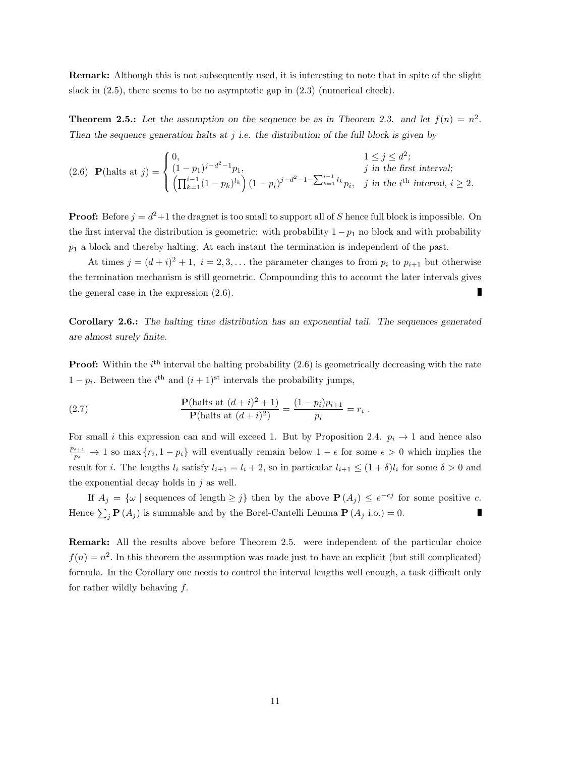**Remark:** Although this is not subsequently used, it is interesting to note that in spite of the slight slack in (2.5), there seems to be no asymptotic gap in (2.3) (numerical check).

**Theorem 2.5.:** *Let the assumption on the sequence be as in Theorem 2.3. and let $f(n) = n^2$. Then the sequence generation halts at $j$ i.e. the distribution of the full block is given by*

$$
\text{(2.6)} \quad \mathbf{P}(\text{halts at } j) = \begin{cases} 0, & 1 \le j \le d^2; \\ (1-p_1)^{j-d^2-1} p_1, & j \text{ in the first interval;} \\ \left(\prod_{k=1}^{i-1}(1-p_k)^{l_k}\right)(1-p_i)^{j-d^2-1-\sum_{k=1}^{i-1} l_k} p_i, & j \text{ in the } i^{\text{th}} \text{ interval, } i \ge 2. \end{cases}
$$

**Proof:** Before $j = d^2+1$ the dragnet is too small to support all of $S$ hence full block is impossible. On the first interval the distribution is geometric: with probability $1-p_1$ no block and with probability $p_1$ a block and thereby halting. At each instant the termination is independent of the past.

At times $j = (d+i)^2+1,\ i = 2, 3, \ldots$ the parameter changes to from $p_i$ to $p_{i+1}$ but otherwise the termination mechanism is still geometric. Compounding this to account the later intervals gives the general case in the expression (2.6). ∎

**Corollary 2.6.:** *The halting time distribution has an exponential tail. The sequences generated are almost surely finite.*

**Proof:** Within the $i^{\text{th}}$ interval the halting probability (2.6) is geometrically decreasing with the rate $1-p_i$. Between the $i^{\text{th}}$ and $(i+1)^{\text{st}}$ intervals the probability jumps,

$$
\text{(2.7)} \qquad \frac{\mathbf{P}(\text{halts at } (d+i)^2+1)}{\mathbf{P}(\text{halts at } (d+i)^2)} = \frac{(1-p_i)p_{i+1}}{p_i} = r_i \ .
$$

For small $i$ this expression can and will exceed 1. But by Proposition 2.4. $p_i \to 1$ and hence also $\frac{p_{i+1}}{p_i} \to 1$ so $\max\{r_i, 1-p_i\}$ will eventually remain below $1-\epsilon$ for some $\epsilon > 0$ which implies the result for $i$. The lengths $l_i$ satisfy $l_{i+1} = l_i + 2$, so in particular $l_{i+1} \le (1+\delta)l_i$ for some $\delta > 0$ and the exponential decay holds in $j$ as well.

If $A_j = \{\omega \mid \text{sequences of length} \ge j\}$ then by the above $\mathbf{P}(A_j) \le e^{-cj}$ for some positive $c$. Hence $\sum_j \mathbf{P}(A_j)$ is summable and by the Borel-Cantelli Lemma $\mathbf{P}(A_j \text{ i.o.}) = 0$. ∎

**Remark:** All the results above before Theorem 2.5. were independent of the particular choice $f(n) = n^2$. In this theorem the assumption was made just to have an explicit (but still complicated) formula. In the Corollary one needs to control the interval lengths well enough, a task difficult only for rather wildly behaving $f$.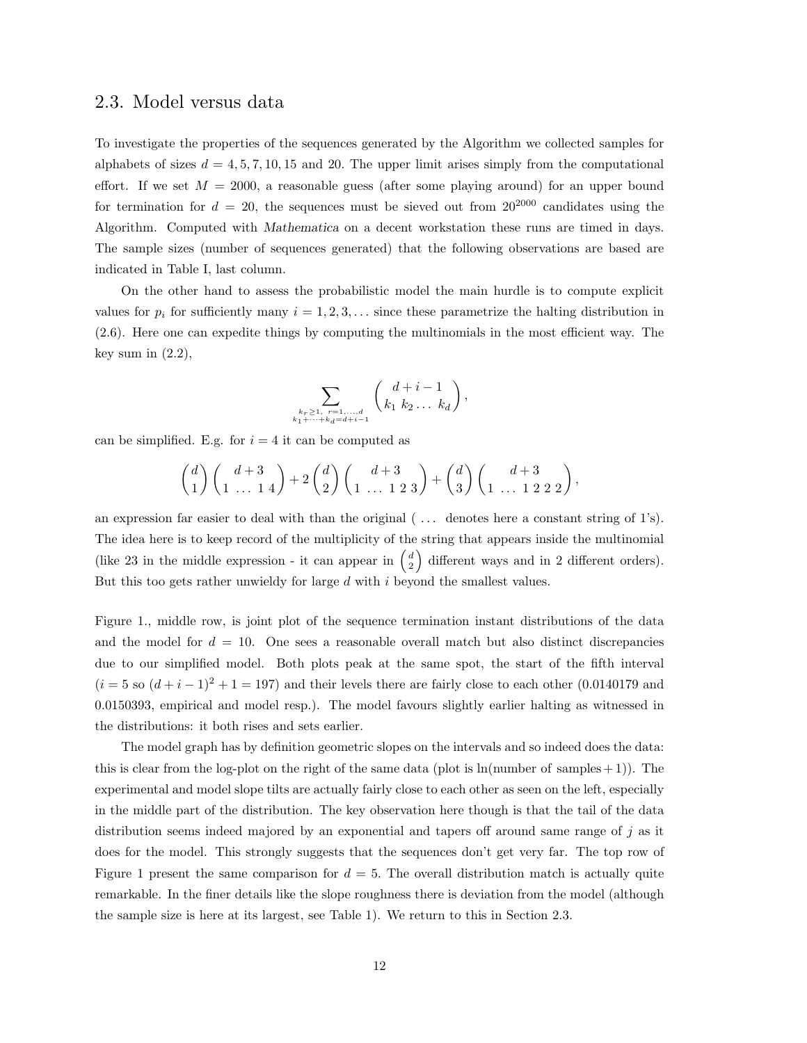## 2.3. Model versus data

To investigate the properties of the sequences generated by the Algorithm we collected samples for alphabets of sizes $d = 4, 5, 7, 10, 15$ and $20$. The upper limit arises simply from the computational effort. If we set $M = 2000$, a reasonable guess (after some playing around) for an upper bound for termination for $d = 20$, the sequences must be sieved out from $20^{2000}$ candidates using the Algorithm. Computed with *Mathematica* on a decent workstation these runs are timed in days. The sample sizes (number of sequences generated) that the following observations are based are indicated in Table I, last column.

On the other hand to assess the probabilistic model the main hurdle is to compute explicit values for $p_i$ for sufficiently many $i = 1, 2, 3, \ldots$ since these parametrize the halting distribution in (2.6). Here one can expedite things by computing the multinomials in the most efficient way. The key sum in (2.2),

$$\sum_{\substack{k_r \geq 1,\ r=1,\ldots,d \\ k_1+\cdots+k_d=d+i-1}} \binom{d+i-1}{k_1\ k_2 \ldots\ k_d},$$

can be simplified. E.g. for $i = 4$ it can be computed as

$$\binom{d}{1}\binom{d+3}{1\ \ldots\ 1\ 4} + 2\binom{d}{2}\binom{d+3}{1\ \ldots\ 1\ 2\ 3} + \binom{d}{3}\binom{d+3}{1\ \ldots\ 1\ 2\ 2\ 2},$$

an expression far easier to deal with than the original ( $\ldots$ denotes here a constant string of 1's). The idea here is to keep record of the multiplicity of the string that appears inside the multinomial (like 23 in the middle expression - it can appear in $\binom{d}{2}$ different ways and in 2 different orders). But this too gets rather unwieldy for large $d$ with $i$ beyond the smallest values.

Figure 1., middle row, is joint plot of the sequence termination instant distributions of the data and the model for $d = 10$. One sees a reasonable overall match but also distinct discrepancies due to our simplified model. Both plots peak at the same spot, the start of the fifth interval ($i = 5$ so $(d + i - 1)^2 + 1 = 197$) and their levels there are fairly close to each other (0.0140179 and 0.0150393, empirical and model resp.). The model favours slightly earlier halting as witnessed in the distributions: it both rises and sets earlier.

The model graph has by definition geometric slopes on the intervals and so indeed does the data: this is clear from the log-plot on the right of the same data (plot is ln(number of samples + 1)). The experimental and model slope tilts are actually fairly close to each other as seen on the left, especially in the middle part of the distribution. The key observation here though is that the tail of the data distribution seems indeed majored by an exponential and tapers off around same range of $j$ as it does for the model. This strongly suggests that the sequences don't get very far. The top row of Figure 1 present the same comparison for $d = 5$. The overall distribution match is actually quite remarkable. In the finer details like the slope roughness there is deviation from the model (although the sample size is here at its largest, see Table 1). We return to this in Section 2.3.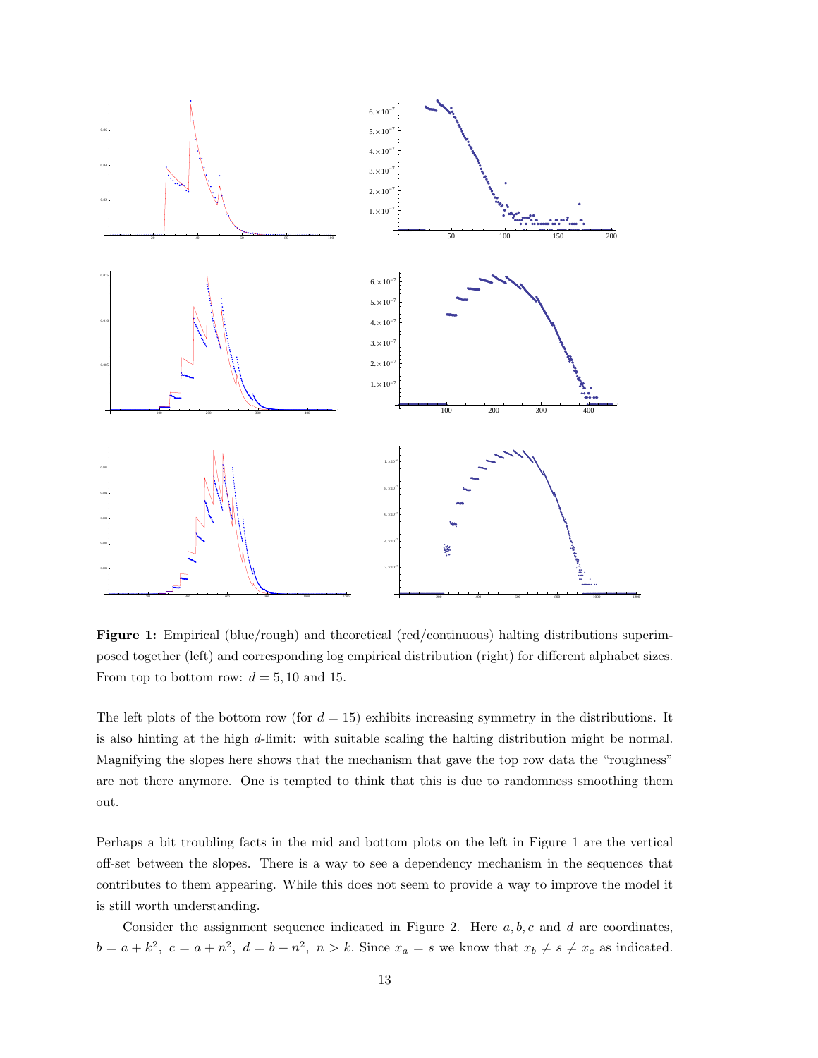**Figure 1:** Empirical (blue/rough) and theoretical (red/continuous) halting distributions superimposed together (left) and corresponding log empirical distribution (right) for different alphabet sizes. From top to bottom row: $d = 5, 10$ and 15.

The left plots of the bottom row (for $d = 15$) exhibits increasing symmetry in the distributions. It is also hinting at the high $d$-limit: with suitable scaling the halting distribution might be normal. Magnifying the slopes here shows that the mechanism that gave the top row data the "roughness" are not there anymore. One is tempted to think that this is due to randomness smoothing them out.

Perhaps a bit troubling facts in the mid and bottom plots on the left in Figure 1 are the vertical off-set between the slopes. There is a way to see a dependency mechanism in the sequences that contributes to them appearing. While this does not seem to provide a way to improve the model it is still worth understanding.

Consider the assignment sequence indicated in Figure 2. Here $a, b, c$ and $d$ are coordinates, $b = a + k^2,\ c = a + n^2,\ d = b + n^2,\ n > k$. Since $x_a = s$ we know that $x_b \neq s \neq x_c$ as indicated.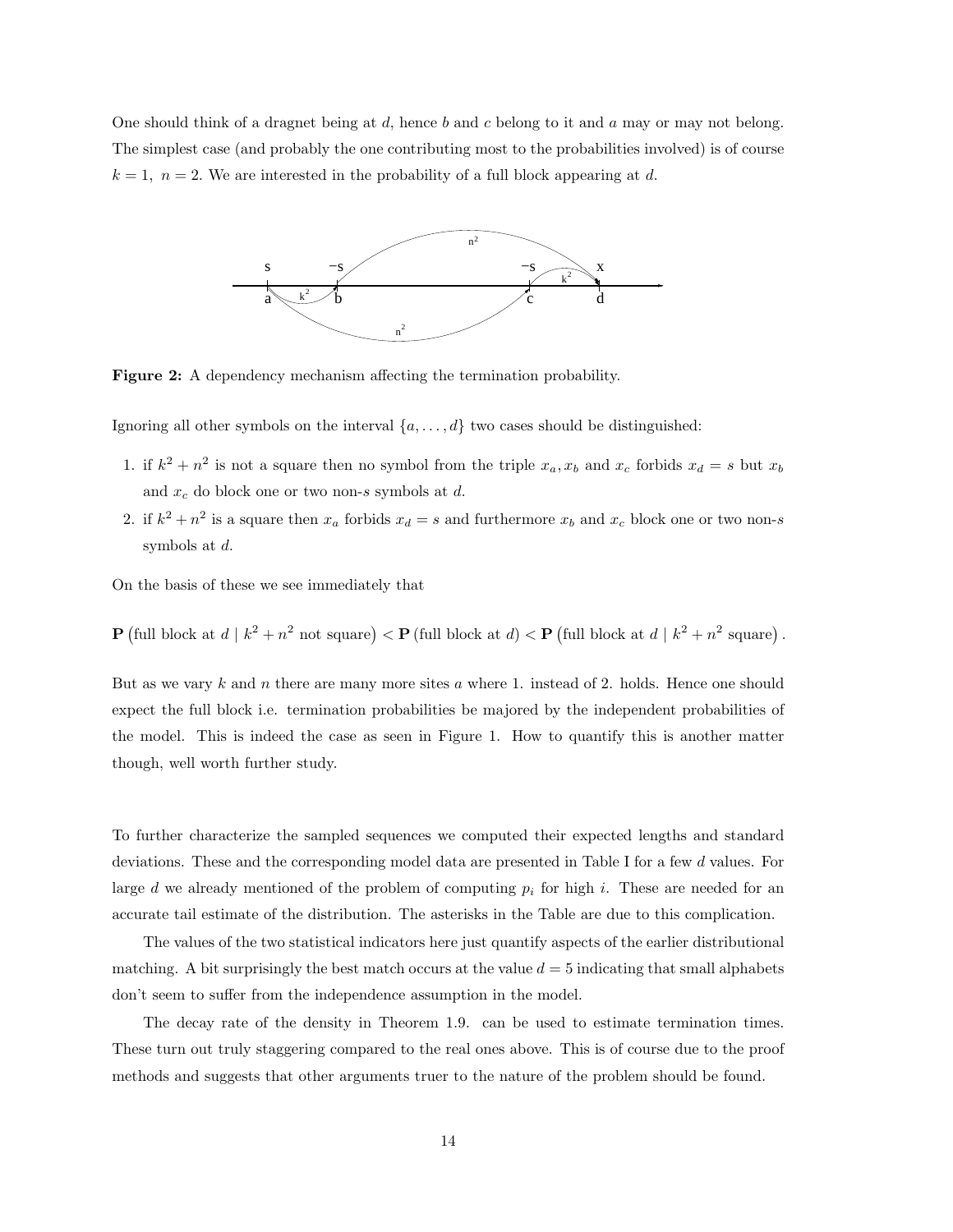One should think of a dragnet being at $d$, hence $b$ and $c$ belong to it and $a$ may or may not belong. The simplest case (and probably the one contributing most to the probabilities involved) is of course $k = 1,\ n = 2$. We are interested in the probability of a full block appearing at $d$.

**Figure 2:** A dependency mechanism affecting the termination probability.

Ignoring all other symbols on the interval $\{a, \ldots, d\}$ two cases should be distinguished:

1. if $k^2 + n^2$ is not a square then no symbol from the triple $x_a, x_b$ and $x_c$ forbids $x_d = s$ but $x_b$ and $x_c$ do block one or two non-$s$ symbols at $d$.
2. if $k^2 + n^2$ is a square then $x_a$ forbids $x_d = s$ and furthermore $x_b$ and $x_c$ block one or two non-$s$ symbols at $d$.

On the basis of these we see immediately that

$$\mathbf{P}\left(\text{full block at } d \mid k^2 + n^2 \text{ not square}\right) < \mathbf{P}\left(\text{full block at } d\right) < \mathbf{P}\left(\text{full block at } d \mid k^2 + n^2 \text{ square}\right).$$

But as we vary $k$ and $n$ there are many more sites $a$ where 1. instead of 2. holds. Hence one should expect the full block i.e. termination probabilities be majored by the independent probabilities of the model. This is indeed the case as seen in Figure 1. How to quantify this is another matter though, well worth further study.

To further characterize the sampled sequences we computed their expected lengths and standard deviations. These and the corresponding model data are presented in Table I for a few $d$ values. For large $d$ we already mentioned of the problem of computing $p_i$ for high $i$. These are needed for an accurate tail estimate of the distribution. The asterisks in the Table are due to this complication.

The values of the two statistical indicators here just quantify aspects of the earlier distributional matching. A bit surprisingly the best match occurs at the value $d = 5$ indicating that small alphabets don't seem to suffer from the independence assumption in the model.

The decay rate of the density in Theorem 1.9. can be used to estimate termination times. These turn out truly staggering compared to the real ones above. This is of course due to the proof methods and suggests that other arguments truer to the nature of the problem should be found.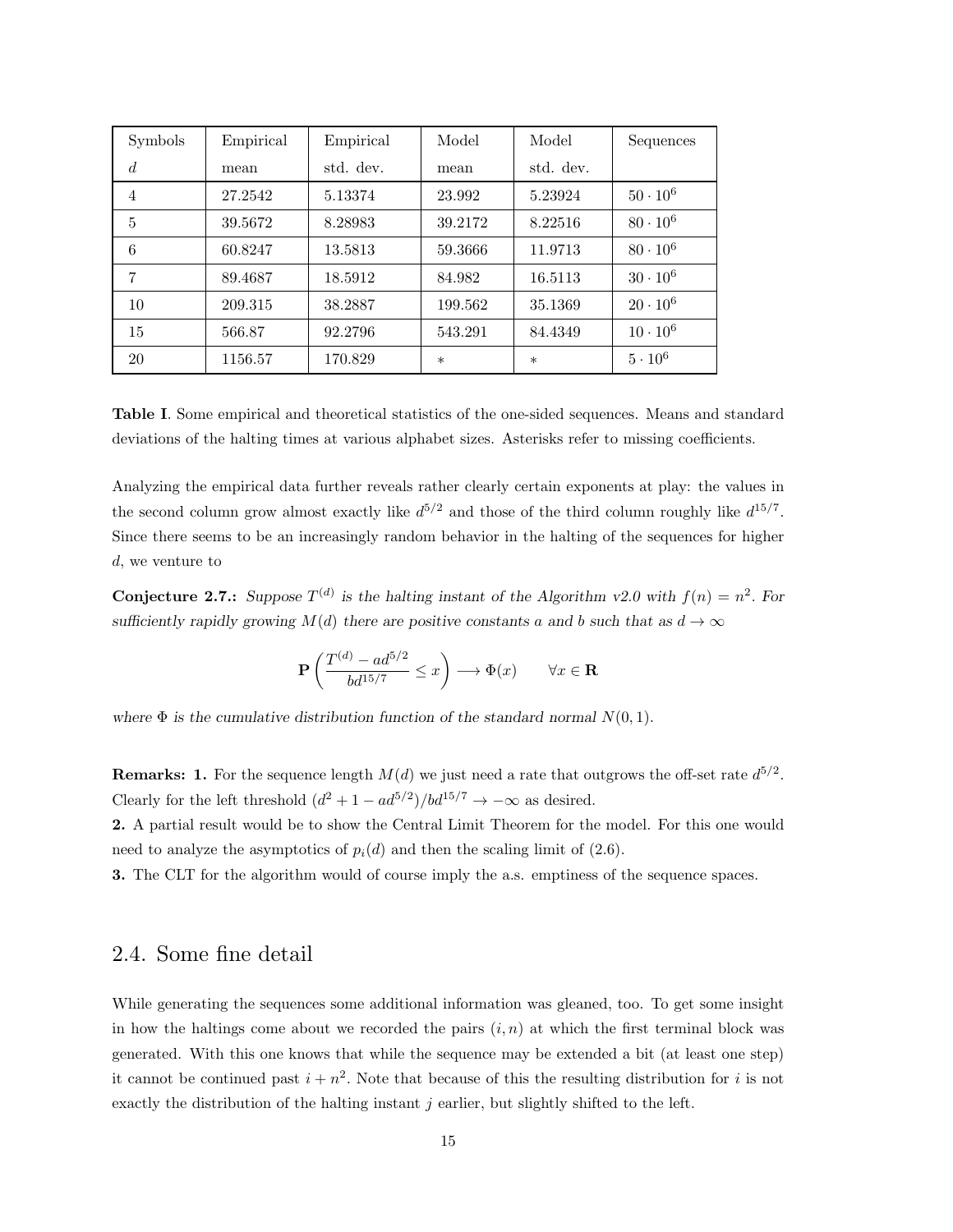| Symbols $d$ | Empirical mean | Empirical std. dev. | Model mean | Model std. dev. | Sequences |
|---|---|---|---|---|---|
| 4 | 27.2542 | 5.13374 | 23.992 | 5.23924 | $50 \cdot 10^6$ |
| 5 | 39.5672 | 8.28983 | 39.2172 | 8.22516 | $80 \cdot 10^6$ |
| 6 | 60.8247 | 13.5813 | 59.3666 | 11.9713 | $80 \cdot 10^6$ |
| 7 | 89.4687 | 18.5912 | 84.982 | 16.5113 | $30 \cdot 10^6$ |
| 10 | 209.315 | 38.2887 | 199.562 | 35.1369 | $20 \cdot 10^6$ |
| 15 | 566.87 | 92.2796 | 543.291 | 84.4349 | $10 \cdot 10^6$ |
| 20 | 1156.57 | 170.829 | * | * | $5 \cdot 10^6$ |

**Table I**. Some empirical and theoretical statistics of the one-sided sequences. Means and standard deviations of the halting times at various alphabet sizes. Asterisks refer to missing coefficients.

Analyzing the empirical data further reveals rather clearly certain exponents at play: the values in the second column grow almost exactly like $d^{5/2}$ and those of the third column roughly like $d^{15/7}$. Since there seems to be an increasingly random behavior in the halting of the sequences for higher $d$, we venture to

**Conjecture 2.7.:** *Suppose $T^{(d)}$ is the halting instant of the Algorithm v2.0 with $f(n) = n^2$. For sufficiently rapidly growing $M(d)$ there are positive constants $a$ and $b$ such that as $d \to \infty$*

$$\mathbf{P}\left(\frac{T^{(d)} - ad^{5/2}}{bd^{15/7}} \leq x\right) \longrightarrow \Phi(x) \qquad \forall x \in \mathbf{R}$$

*where $\Phi$ is the cumulative distribution function of the standard normal $N(0,1)$.*

**Remarks: 1.** For the sequence length $M(d)$ we just need a rate that outgrows the off-set rate $d^{5/2}$. Clearly for the left threshold $(d^2 + 1 - ad^{5/2})/bd^{15/7} \to -\infty$ as desired.

**2.** A partial result would be to show the Central Limit Theorem for the model. For this one would need to analyze the asymptotics of $p_i(d)$ and then the scaling limit of (2.6).

**3.** The CLT for the algorithm would of course imply the a.s. emptiness of the sequence spaces.

## 2.4. Some fine detail

While generating the sequences some additional information was gleaned, too. To get some insight in how the haltings come about we recorded the pairs $(i, n)$ at which the first terminal block was generated. With this one knows that while the sequence may be extended a bit (at least one step) it cannot be continued past $i + n^2$. Note that because of this the resulting distribution for $i$ is not exactly the distribution of the halting instant $j$ earlier, but slightly shifted to the left.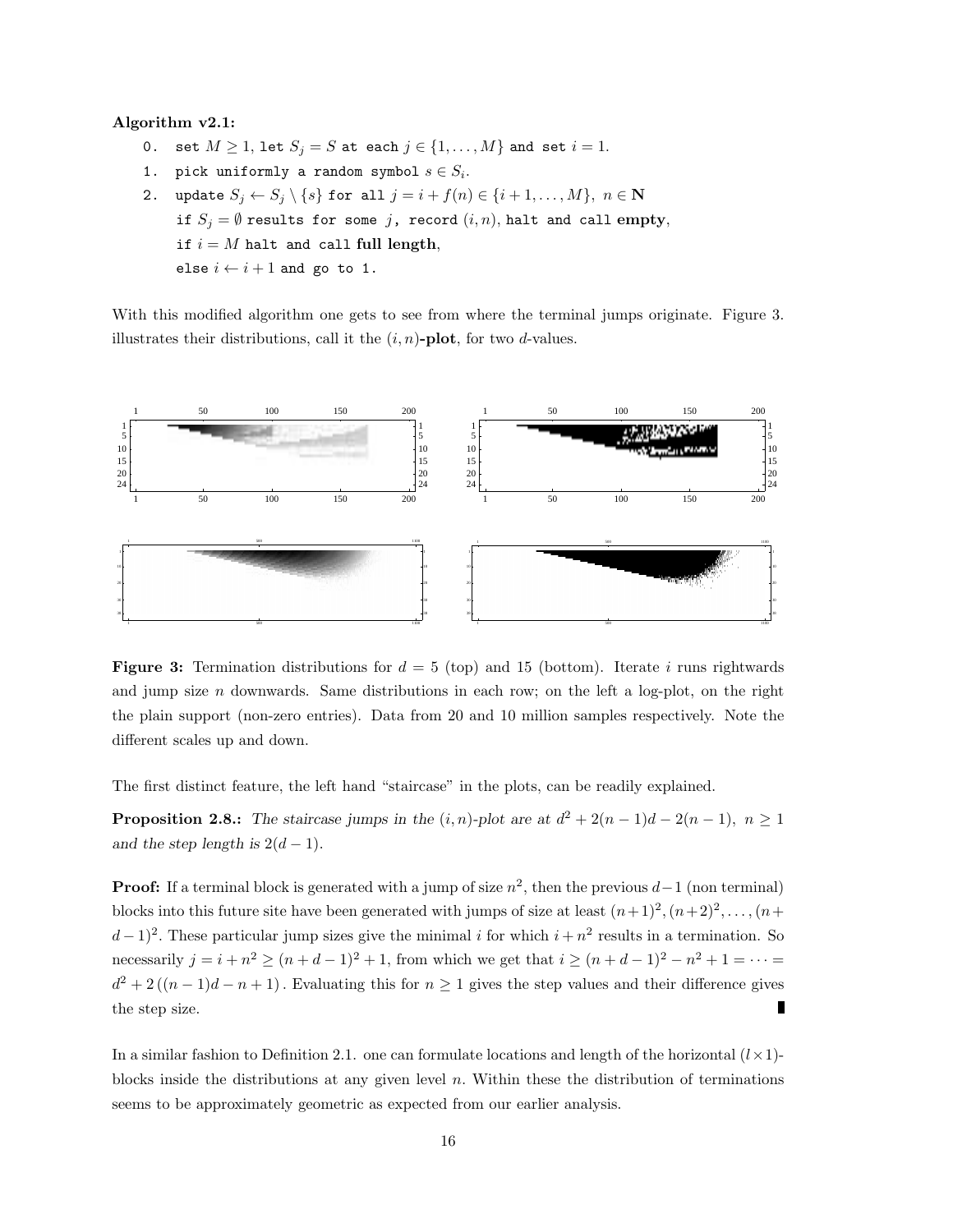**Algorithm v2.1:**

```
0.  set M ≥ 1, let S_j = S at each j ∈ {1,...,M} and set i = 1.
1.  pick uniformly a random symbol s ∈ S_i.
2.  update S_j ← S_j \ {s} for all j = i + f(n) ∈ {i+1,...,M}, n ∈ N
    if S_j = ∅ results for some j, record (i,n), halt and call empty,
    if i = M halt and call full length,
    else i ← i + 1 and go to 1.
```

With this modified algorithm one gets to see from where the terminal jumps originate. Figure 3. illustrates their distributions, call it the **$(i,n)$-plot**, for two $d$-values.

**Figure 3:** Termination distributions for $d = 5$ (top) and 15 (bottom). Iterate $i$ runs rightwards and jump size $n$ downwards. Same distributions in each row; on the left a log-plot, on the right the plain support (non-zero entries). Data from 20 and 10 million samples respectively. Note the different scales up and down.

The first distinct feature, the left hand "staircase" in the plots, can be readily explained.

**Proposition 2.8.:** *The staircase jumps in the $(i,n)$-plot are at $d^2 + 2(n-1)d - 2(n-1)$, $n \geq 1$ and the step length is $2(d-1)$.*

**Proof:** If a terminal block is generated with a jump of size $n^2$, then the previous $d-1$ (non terminal) blocks into this future site have been generated with jumps of size at least $(n+1)^2, (n+2)^2, \ldots, (n+d-1)^2$. These particular jump sizes give the minimal $i$ for which $i + n^2$ results in a termination. So necessarily $j = i + n^2 \geq (n+d-1)^2 + 1$, from which we get that $i \geq (n+d-1)^2 - n^2 + 1 = \cdots = d^2 + 2\left((n-1)d - n + 1\right)$. Evaluating this for $n \geq 1$ gives the step values and their difference gives the step size. ∎

In a similar fashion to Definition 2.1. one can formulate locations and length of the horizontal $(l \times 1)$-blocks inside the distributions at any given level $n$. Within these the distribution of terminations seems to be approximately geometric as expected from our earlier analysis.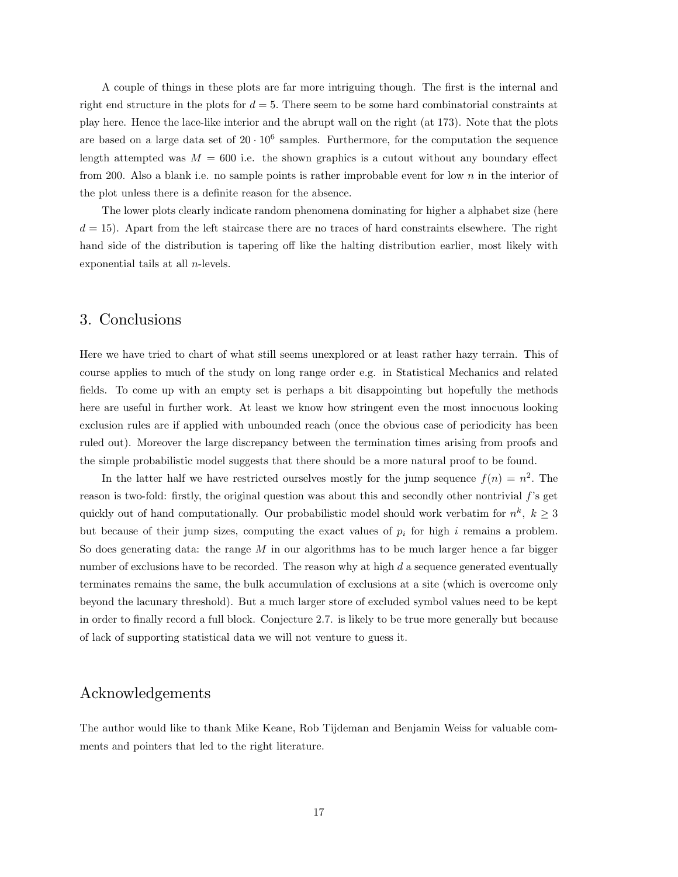A couple of things in these plots are far more intriguing though. The first is the internal and right end structure in the plots for $d = 5$. There seem to be some hard combinatorial constraints at play here. Hence the lace-like interior and the abrupt wall on the right (at 173). Note that the plots are based on a large data set of $20 \cdot 10^6$ samples. Furthermore, for the computation the sequence length attempted was $M = 600$ i.e. the shown graphics is a cutout without any boundary effect from 200. Also a blank i.e. no sample points is rather improbable event for low $n$ in the interior of the plot unless there is a definite reason for the absence.

The lower plots clearly indicate random phenomena dominating for higher a alphabet size (here $d = 15$). Apart from the left staircase there are no traces of hard constraints elsewhere. The right hand side of the distribution is tapering off like the halting distribution earlier, most likely with exponential tails at all $n$-levels.

## 3. Conclusions

Here we have tried to chart of what still seems unexplored or at least rather hazy terrain. This of course applies to much of the study on long range order e.g. in Statistical Mechanics and related fields. To come up with an empty set is perhaps a bit disappointing but hopefully the methods here are useful in further work. At least we know how stringent even the most innocuous looking exclusion rules are if applied with unbounded reach (once the obvious case of periodicity has been ruled out). Moreover the large discrepancy between the termination times arising from proofs and the simple probabilistic model suggests that there should be a more natural proof to be found.

In the latter half we have restricted ourselves mostly for the jump sequence $f(n) = n^2$. The reason is two-fold: firstly, the original question was about this and secondly other nontrivial $f$'s get quickly out of hand computationally. Our probabilistic model should work verbatim for $n^k,\ k \geq 3$ but because of their jump sizes, computing the exact values of $p_i$ for high $i$ remains a problem. So does generating data: the range $M$ in our algorithms has to be much larger hence a far bigger number of exclusions have to be recorded. The reason why at high $d$ a sequence generated eventually terminates remains the same, the bulk accumulation of exclusions at a site (which is overcome only beyond the lacunary threshold). But a much larger store of excluded symbol values need to be kept in order to finally record a full block. Conjecture 2.7. is likely to be true more generally but because of lack of supporting statistical data we will not venture to guess it.

## Acknowledgements

The author would like to thank Mike Keane, Rob Tijdeman and Benjamin Weiss for valuable comments and pointers that led to the right literature.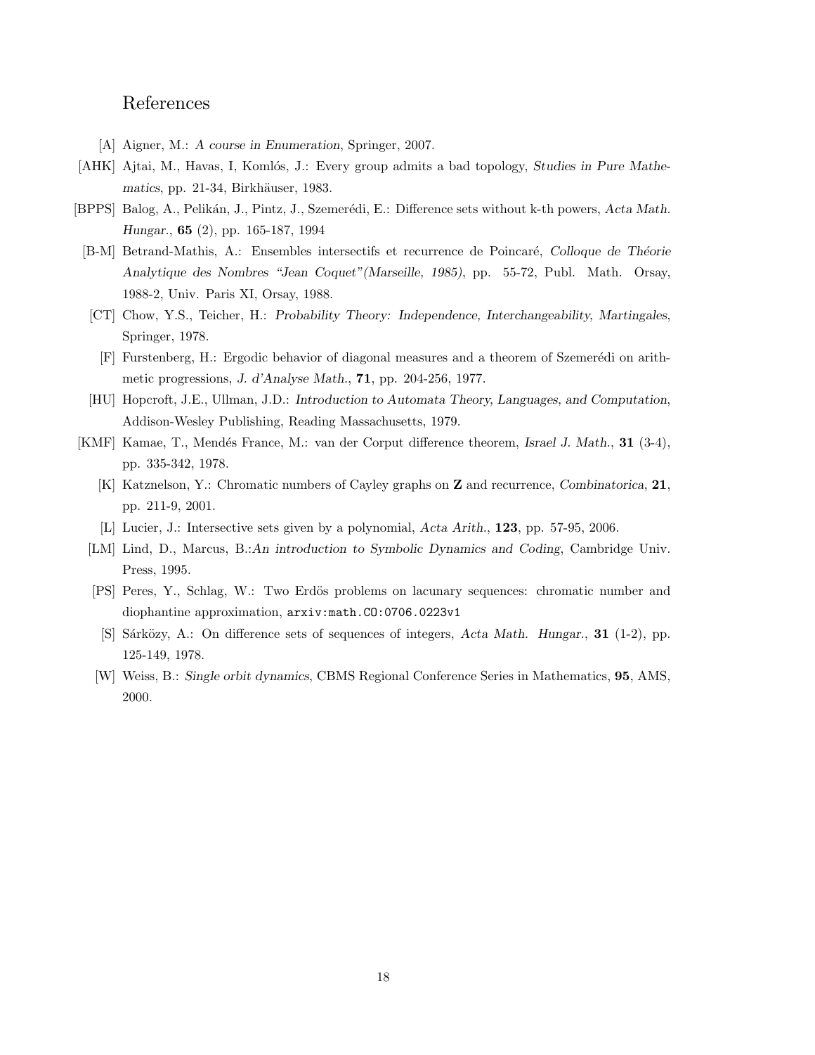## References

[A] Aigner, M.: *A course in Enumeration*, Springer, 2007.

[AHK] Ajtai, M., Havas, I, Komlós, J.: Every group admits a bad topology, *Studies in Pure Mathematics*, pp. 21-34, Birkhäuser, 1983.

[BPPS] Balog, A., Pelikán, J., Pintz, J., Szemerédi, E.: Difference sets without k-th powers, *Acta Math. Hungar.*, **65** (2), pp. 165-187, 1994

[B-M] Betrand-Mathis, A.: Ensembles intersectifs et recurrence de Poincaré, *Colloque de Théorie Analytique des Nombres "Jean Coquet"(Marseille, 1985)*, pp. 55-72, Publ. Math. Orsay, 1988-2, Univ. Paris XI, Orsay, 1988.

[CT] Chow, Y.S., Teicher, H.: *Probability Theory: Independence, Interchangeability, Martingales*, Springer, 1978.

[F] Furstenberg, H.: Ergodic behavior of diagonal measures and a theorem of Szemerédi on arithmetic progressions, *J. d'Analyse Math.*, **71**, pp. 204-256, 1977.

[HU] Hopcroft, J.E., Ullman, J.D.: *Introduction to Automata Theory, Languages, and Computation*, Addison-Wesley Publishing, Reading Massachusetts, 1979.

[KMF] Kamae, T., Mendés France, M.: van der Corput difference theorem, *Israel J. Math.*, **31** (3-4), pp. 335-342, 1978.

[K] Katznelson, Y.: Chromatic numbers of Cayley graphs on **Z** and recurrence, *Combinatorica*, **21**, pp. 211-9, 2001.

[L] Lucier, J.: Intersective sets given by a polynomial, *Acta Arith.*, **123**, pp. 57-95, 2006.

[LM] Lind, D., Marcus, B.:*An introduction to Symbolic Dynamics and Coding*, Cambridge Univ. Press, 1995.

[PS] Peres, Y., Schlag, W.: Two Erdös problems on lacunary sequences: chromatic number and diophantine approximation, `arxiv:math.CO:0706.0223v1`

[S] Sárközy, A.: On difference sets of sequences of integers, *Acta Math. Hungar.*, **31** (1-2), pp. 125-149, 1978.

[W] Weiss, B.: *Single orbit dynamics*, CBMS Regional Conference Series in Mathematics, **95**, AMS, 2000.